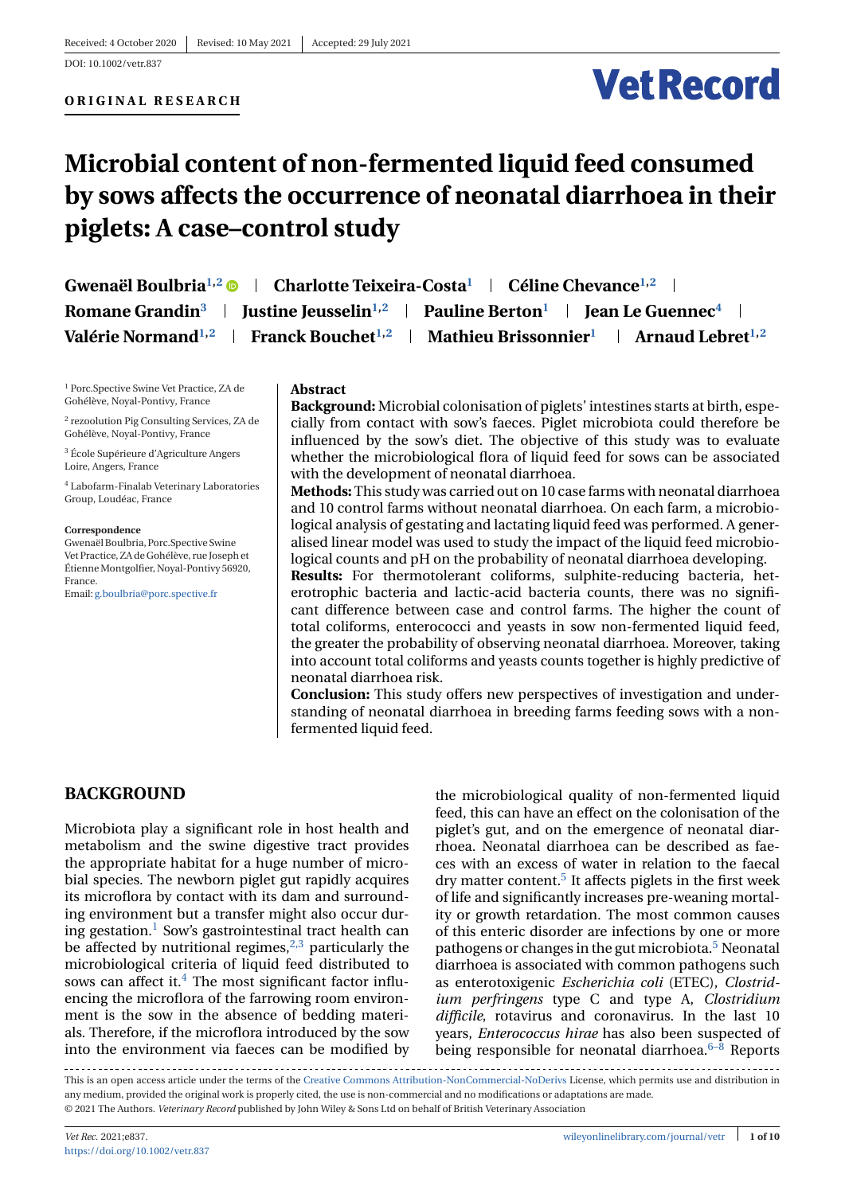Received: 4 October 2020 | Revised: 10 May 2021 | Accepted: 29 July 2021

DOI: 10.1002/vetr.837

**ORIGINAL RESEARCH**

# Microbial content of non-fermented liquid feed consumed by sows affects the occurrence of neonatal diarrhoea in their piglets: A case–control study

**Gwenaël Boulbria**[1,2] | **Charlotte Teixeira-Costa**[1] | **Céline Chevance**[1,2] | **Romane Grandin**[3] | **Justine Jeusselin**[1,2] | **Pauline Berton**[1] | **Jean Le Guennec**[4] | **Valérie Normand**[1,2] | **Franck Bouchet**[1,2] | **Mathieu Brissonnier**[1] | **Arnaud Lebret**[1,2]

[1] Porc.Spective Swine Vet Practice, ZA de Gohélève, Noyal-Pontivy, France

[2] rezoolution Pig Consulting Services, ZA de Gohélève, Noyal-Pontivy, France

[3] École Supérieure d'Agriculture Angers Loire, Angers, France

[4] Labofarm-Finalab Veterinary Laboratories Group, Loudéac, France

**Correspondence**

Gwenaël Boulbria, Porc.Spective Swine Vet Practice, ZA de Gohélève, rue Joseph et Étienne Montgolfier, Noyal-Pontivy 56920, France.

Email: g.boulbria@porc.spective.fr

## Abstract

**Background:** Microbial colonisation of piglets' intestines starts at birth, especially from contact with sow's faeces. Piglet microbiota could therefore be influenced by the sow's diet. The objective of this study was to evaluate whether the microbiological flora of liquid feed for sows can be associated with the development of neonatal diarrhoea.

**Methods:** This study was carried out on 10 case farms with neonatal diarrhoea and 10 control farms without neonatal diarrhoea. On each farm, a microbiological analysis of gestating and lactating liquid feed was performed. A generalised linear model was used to study the impact of the liquid feed microbiological counts and pH on the probability of neonatal diarrhoea developing.

**Results:** For thermotolerant coliforms, sulphite-reducing bacteria, heterotrophic bacteria and lactic-acid bacteria counts, there was no significant difference between case and control farms. The higher the count of total coliforms, enterococci and yeasts in sow non-fermented liquid feed, the greater the probability of observing neonatal diarrhoea. Moreover, taking into account total coliforms and yeasts counts together is highly predictive of neonatal diarrhoea risk.

**Conclusion:** This study offers new perspectives of investigation and understanding of neonatal diarrhoea in breeding farms feeding sows with a non-fermented liquid feed.

## BACKGROUND

Microbiota play a significant role in host health and metabolism and the swine digestive tract provides the appropriate habitat for a huge number of microbial species. The newborn piglet gut rapidly acquires its microflora by contact with its dam and surrounding environment but a transfer might also occur during gestation.[1] Sow's gastrointestinal tract health can be affected by nutritional regimes,[2,3] particularly the microbiological criteria of liquid feed distributed to sows can affect it.[4] The most significant factor influencing the microflora of the farrowing room environment is the sow in the absence of bedding materials. Therefore, if the microflora introduced by the sow into the environment via faeces can be modified by the microbiological quality of non-fermented liquid feed, this can have an effect on the colonisation of the piglet's gut, and on the emergence of neonatal diarrhoea. Neonatal diarrhoea can be described as faeces with an excess of water in relation to the faecal dry matter content.[5] It affects piglets in the first week of life and significantly increases pre-weaning mortality or growth retardation. The most common causes of this enteric disorder are infections by one or more pathogens or changes in the gut microbiota.[5] Neonatal diarrhoea is associated with common pathogens such as enterotoxigenic *Escherichia coli* (ETEC), *Clostridium perfringens* type C and type A, *Clostridium difficile*, rotavirus and coronavirus. In the last 10 years, *Enterococcus hirae* has also been suspected of being responsible for neonatal diarrhoea.[6–8] Reports

This is an open access article under the terms of the Creative Commons Attribution-NonCommercial-NoDerivs License, which permits use and distribution in any medium, provided the original work is properly cited, the use is non-commercial and no modifications or adaptations are made.

© 2021 The Authors. *Veterinary Record* published by John Wiley & Sons Ltd on behalf of British Veterinary Association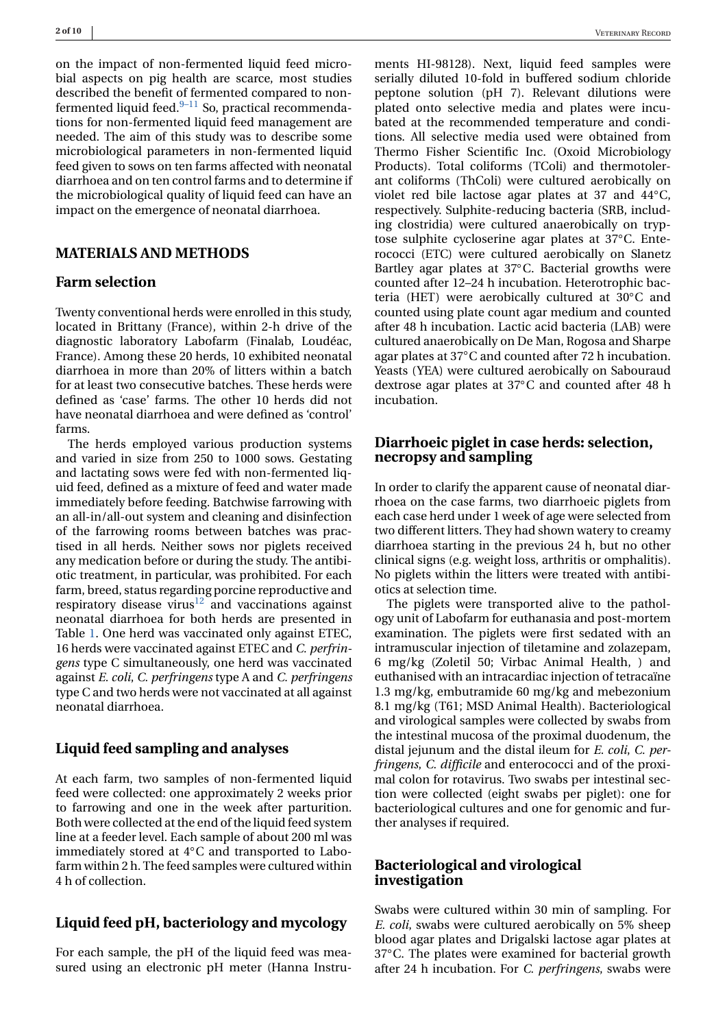on the impact of non-fermented liquid feed microbial aspects on pig health are scarce, most studies described the benefit of fermented compared to non-fermented liquid feed.[9–11] So, practical recommendations for non-fermented liquid feed management are needed. The aim of this study was to describe some microbiological parameters in non-fermented liquid feed given to sows on ten farms affected with neonatal diarrhoea and on ten control farms and to determine if the microbiological quality of liquid feed can have an impact on the emergence of neonatal diarrhoea.

## MATERIALS AND METHODS

### Farm selection

Twenty conventional herds were enrolled in this study, located in Brittany (France), within 2-h drive of the diagnostic laboratory Labofarm (Finalab, Loudéac, France). Among these 20 herds, 10 exhibited neonatal diarrhoea in more than 20% of litters within a batch for at least two consecutive batches. These herds were defined as 'case' farms. The other 10 herds did not have neonatal diarrhoea and were defined as 'control' farms.

The herds employed various production systems and varied in size from 250 to 1000 sows. Gestating and lactating sows were fed with non-fermented liquid feed, defined as a mixture of feed and water made immediately before feeding. Batchwise farrowing with an all-in/all-out system and cleaning and disinfection of the farrowing rooms between batches was practised in all herds. Neither sows nor piglets received any medication before or during the study. The antibiotic treatment, in particular, was prohibited. For each farm, breed, status regarding porcine reproductive and respiratory disease virus[12] and vaccinations against neonatal diarrhoea for both herds are presented in Table 1. One herd was vaccinated only against ETEC, 16 herds were vaccinated against ETEC and *C. perfringens* type C simultaneously, one herd was vaccinated against *E. coli*, *C. perfringens* type A and *C. perfringens* type C and two herds were not vaccinated at all against neonatal diarrhoea.

### Liquid feed sampling and analyses

At each farm, two samples of non-fermented liquid feed were collected: one approximately 2 weeks prior to farrowing and one in the week after parturition. Both were collected at the end of the liquid feed system line at a feeder level. Each sample of about 200 ml was immediately stored at 4°C and transported to Labofarm within 2 h. The feed samples were cultured within 4 h of collection.

### Liquid feed pH, bacteriology and mycology

For each sample, the pH of the liquid feed was measured using an electronic pH meter (Hanna Instruments HI-98128). Next, liquid feed samples were serially diluted 10-fold in buffered sodium chloride peptone solution (pH 7). Relevant dilutions were plated onto selective media and plates were incubated at the recommended temperature and conditions. All selective media used were obtained from Thermo Fisher Scientific Inc. (Oxoid Microbiology Products). Total coliforms (TColi) and thermotolerant coliforms (ThColi) were cultured aerobically on violet red bile lactose agar plates at 37 and 44°C, respectively. Sulphite-reducing bacteria (SRB, including clostridia) were cultured anaerobically on tryptose sulphite cycloserine agar plates at 37°C. Enterococci (ETC) were cultured aerobically on Slanetz Bartley agar plates at 37°C. Bacterial growths were counted after 12–24 h incubation. Heterotrophic bacteria (HET) were aerobically cultured at 30°C and counted using plate count agar medium and counted after 48 h incubation. Lactic acid bacteria (LAB) were cultured anaerobically on De Man, Rogosa and Sharpe agar plates at 37°C and counted after 72 h incubation. Yeasts (YEA) were cultured aerobically on Sabouraud dextrose agar plates at 37°C and counted after 48 h incubation.

### Diarrhoeic piglet in case herds: selection, necropsy and sampling

In order to clarify the apparent cause of neonatal diarrhoea on the case farms, two diarrhoeic piglets from each case herd under 1 week of age were selected from two different litters. They had shown watery to creamy diarrhoea starting in the previous 24 h, but no other clinical signs (e.g. weight loss, arthritis or omphalitis). No piglets within the litters were treated with antibiotics at selection time.

The piglets were transported alive to the pathology unit of Labofarm for euthanasia and post-mortem examination. The piglets were first sedated with an intramuscular injection of tiletamine and zolazepam, 6 mg/kg (Zoletil 50; Virbac Animal Health, ) and euthanised with an intracardiac injection of tetracaïne 1.3 mg/kg, embutramide 60 mg/kg and mebezonium 8.1 mg/kg (T61; MSD Animal Health). Bacteriological and virological samples were collected by swabs from the intestinal mucosa of the proximal duodenum, the distal jejunum and the distal ileum for *E. coli*, *C. perfringens*, *C. difficile* and enterococci and of the proximal colon for rotavirus. Two swabs per intestinal section were collected (eight swabs per piglet): one for bacteriological cultures and one for genomic and further analyses if required.

### Bacteriological and virological investigation

Swabs were cultured within 30 min of sampling. For *E. coli*, swabs were cultured aerobically on 5% sheep blood agar plates and Drigalski lactose agar plates at 37°C. The plates were examined for bacterial growth after 24 h incubation. For *C. perfringens*, swabs were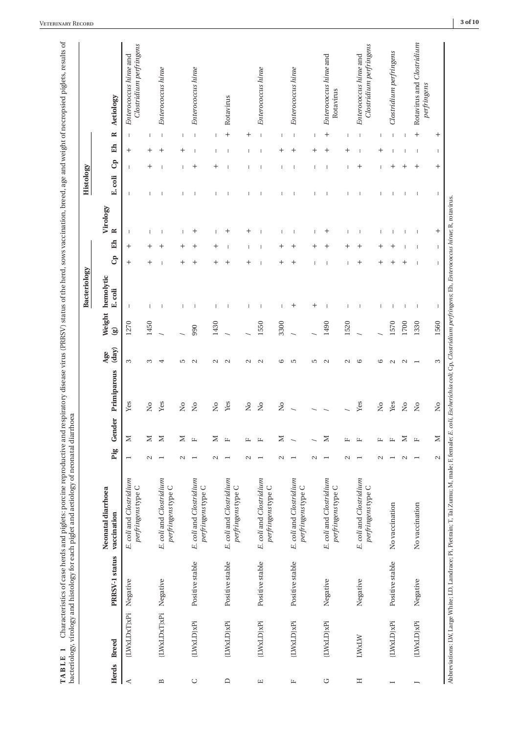**TABLE 1** Characteristics of case herds and piglets: porcine reproductive and respiratory disease virus (PRRSV) status of the herd, sows vaccination, breed, age and weight of necropsied piglets, results of bacteriology, virology and histology for each piglet and aetiology of neonatal diarrhoea

| Herds | Breed | PRRSV-1 status | Neonatal diarrhoea vaccination | Pig | Gender | Primiparous | Age (day) | Weight (g) | Bacteriology: hemolytic *E. coli* | Bacteriology: Cp | Bacteriology: Eh | Virology: R | Histology: *E. coli* | Histology: Cp | Histology: Eh | Histology: R | Aetiology |
|---|---|---|---|---|---|---|---|---|---|---|---|---|---|---|---|---|---|
| A | (LWxLDxT)xPi | Negative | *E. coli* and *Clostridium perfringens* type C | 1 | M | Yes | 3 | 1270 | – | + | + | – | – | – | + | – | *Enterococcus hirae* and *Clostridium perfringens* |
| | | | | 2 | M | No | 3 | 1450 | – | + | + | – | – | + | + | – | |
| B | (LWxLDxT)xPi | Negative | *E. coli* and *Clostridium perfringens* type C | 1 | M | Yes | 4 | / | – | – | + | – | – | – | + | – | *Enterococcus hirae* |
| | | | | 2 | M | No | 5 | / | – | + | + | – | – | – | + | – | |
| C | (LWxLD)xPi | Positive stable | *E. coli* and *Clostridium perfringens* type C | 1 | F | No | 2 | 990 | – | + | + | + | – | + | – | – | *Enterococcus hirae* |
| | | | | 2 | M | No | 2 | 1430 | – | + | + | – | – | + | – | – | |
| D | (LWxLD)xPi | Positive stable | *E. coli* and *Clostridium perfringens* type C | 1 | F | Yes | 2 | / | – | + | – | + | – | – | – | + | Rotavirus |
| | | | | 2 | F | No | 2 | / | – | + | – | + | – | – | – | + | |
| E | (LWxLD)xPi | Positive stable | *E. coli* and *Clostridium perfringens* type C | 1 | F | No | 2 | 1550 | – | – | – | – | – | – | – | – | *Enterococcus hirae* |
| | | | | 2 | M | No | 6 | 3300 | – | + | + | – | – | – | + | – | |
| F | (LWxLD)xPi | Positive stable | *E. coli* and *Clostridium perfringens* type C | 1 | / | / | 5 | / | + | + | + | – | – | – | + | – | *Enterococcus hirae* |
| | | | | 2 | / | / | 5 | / | + | – | + | – | – | – | + | – | |
| G | (LWxLD)xPi | Negative | *E. coli* and *Clostridium perfringens* type C | 1 | M | / | 2 | 1490 | – | – | + | + | – | – | + | + | *Enterococcus hirae* and Rotavirus |
| | | | | 2 | F | / | 2 | 1520 | – | – | + | – | – | – | + | – | |
| H | LWxLW | Negative | *E. coli* and *Clostridium perfringens* type C | 1 | F | Yes | 6 | / | – | + | + | – | – | + | – | – | *Enterococcus hirae* and *Clostridium perfringens* |
| | | | | 2 | F | No | 6 | / | – | + | + | – | – | – | + | – | |
| I | (LWxLD)xPi | Positive stable | No vaccination | 1 | F | Yes | 2 | 1570 | – | + | + | – | – | + | – | – | *Clostridium perfringens* |
| | | | | 2 | M | No | 2 | 1700 | – | + | – | – | – | + | – | – | |
| J | (LWxLD)xPi | Negative | No vaccination | 1 | F | No | 1 | 1330 | – | – | – | – | – | + | – | + | Rotavirus and *Clostridium perfringens* |
| | | | | 2 | M | No | 3 | 1560 | – | – | – | + | – | + | – | + | |

Abbreviations: LW, Large White; LD, Landrace; Pi, Pietrain; T, Tai Zumu; M, male; F, female; *E. coli*, *Escherichia coli*; Cp, *Clostridium perfringens*; Eh, *Enterococcus hirae*; R, rotavirus.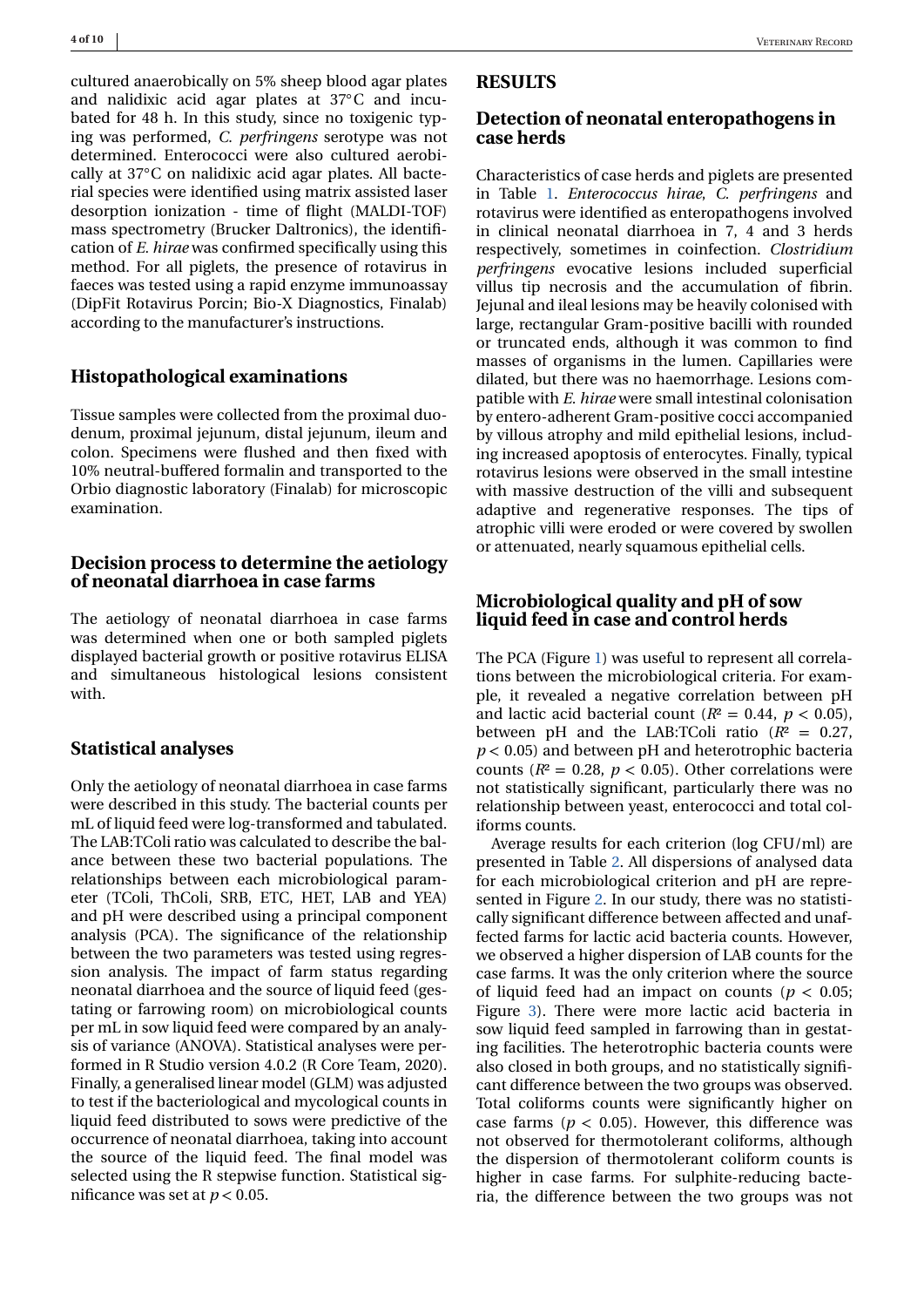cultured anaerobically on 5% sheep blood agar plates and nalidixic acid agar plates at 37°C and incubated for 48 h. In this study, since no toxigenic typing was performed, *C. perfringens* serotype was not determined. Enterococci were also cultured aerobically at 37°C on nalidixic acid agar plates. All bacterial species were identified using matrix assisted laser desorption ionization - time of flight (MALDI-TOF) mass spectrometry (Brucker Daltronics), the identification of *E. hirae* was confirmed specifically using this method. For all piglets, the presence of rotavirus in faeces was tested using a rapid enzyme immunoassay (DipFit Rotavirus Porcin; Bio-X Diagnostics, Finalab) according to the manufacturer's instructions.

## Histopathological examinations

Tissue samples were collected from the proximal duodenum, proximal jejunum, distal jejunum, ileum and colon. Specimens were flushed and then fixed with 10% neutral-buffered formalin and transported to the Orbio diagnostic laboratory (Finalab) for microscopic examination.

## Decision process to determine the aetiology of neonatal diarrhoea in case farms

The aetiology of neonatal diarrhoea in case farms was determined when one or both sampled piglets displayed bacterial growth or positive rotavirus ELISA and simultaneous histological lesions consistent with.

## Statistical analyses

Only the aetiology of neonatal diarrhoea in case farms were described in this study. The bacterial counts per mL of liquid feed were log-transformed and tabulated. The LAB:TColi ratio was calculated to describe the balance between these two bacterial populations. The relationships between each microbiological parameter (TColi, ThColi, SRB, ETC, HET, LAB and YEA) and pH were described using a principal component analysis (PCA). The significance of the relationship between the two parameters was tested using regression analysis. The impact of farm status regarding neonatal diarrhoea and the source of liquid feed (gestating or farrowing room) on microbiological counts per mL in sow liquid feed were compared by an analysis of variance (ANOVA). Statistical analyses were performed in R Studio version 4.0.2 (R Core Team, 2020). Finally, a generalised linear model (GLM) was adjusted to test if the bacteriological and mycological counts in liquid feed distributed to sows were predictive of the occurrence of neonatal diarrhoea, taking into account the source of the liquid feed. The final model was selected using the R stepwise function. Statistical significance was set at $p < 0.05$.

# RESULTS

## Detection of neonatal enteropathogens in case herds

Characteristics of case herds and piglets are presented in Table 1. *Enterococcus hirae*, *C. perfringens* and rotavirus were identified as enteropathogens involved in clinical neonatal diarrhoea in 7, 4 and 3 herds respectively, sometimes in coinfection. *Clostridium perfringens* evocative lesions included superficial villus tip necrosis and the accumulation of fibrin. Jejunal and ileal lesions may be heavily colonised with large, rectangular Gram-positive bacilli with rounded or truncated ends, although it was common to find masses of organisms in the lumen. Capillaries were dilated, but there was no haemorrhage. Lesions compatible with *E. hirae* were small intestinal colonisation by entero-adherent Gram-positive cocci accompanied by villous atrophy and mild epithelial lesions, including increased apoptosis of enterocytes. Finally, typical rotavirus lesions were observed in the small intestine with massive destruction of the villi and subsequent adaptive and regenerative responses. The tips of atrophic villi were eroded or were covered by swollen or attenuated, nearly squamous epithelial cells.

## Microbiological quality and pH of sow liquid feed in case and control herds

The PCA (Figure 1) was useful to represent all correlations between the microbiological criteria. For example, it revealed a negative correlation between pH and lactic acid bacterial count ($R^2$ = 0.44, $p < 0.05$), between pH and the LAB:TColi ratio ($R^2$ = 0.27, $p < 0.05$) and between pH and heterotrophic bacteria counts ($R^2$ = 0.28, $p < 0.05$). Other correlations were not statistically significant, particularly there was no relationship between yeast, enterococci and total coliforms counts.

Average results for each criterion (log CFU/ml) are presented in Table 2. All dispersions of analysed data for each microbiological criterion and pH are represented in Figure 2. In our study, there was no statistically significant difference between affected and unaffected farms for lactic acid bacteria counts. However, we observed a higher dispersion of LAB counts for the case farms. It was the only criterion where the source of liquid feed had an impact on counts ($p < 0.05$; Figure 3). There were more lactic acid bacteria in sow liquid feed sampled in farrowing than in gestating facilities. The heterotrophic bacteria counts were also closed in both groups, and no statistically significant difference between the two groups was observed. Total coliforms counts were significantly higher on case farms ($p < 0.05$). However, this difference was not observed for thermotolerant coliforms, although the dispersion of thermotolerant coliform counts is higher in case farms. For sulphite-reducing bacteria, the difference between the two groups was not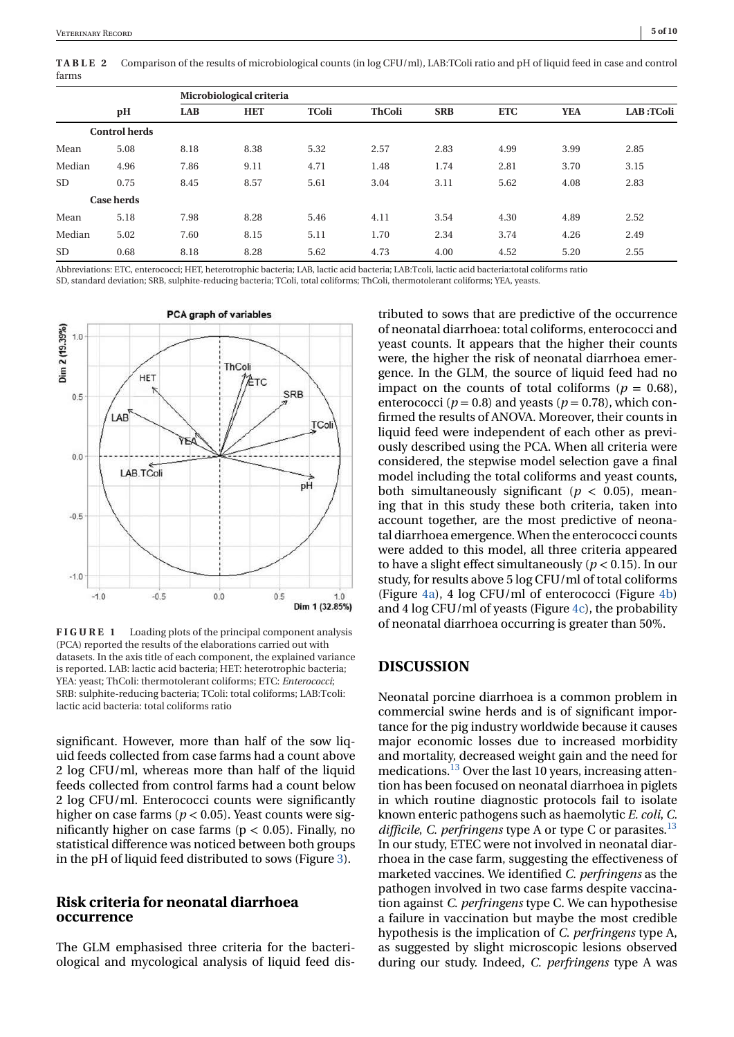**TABLE 2** Comparison of the results of microbiological counts (in log CFU/ml), LAB:TColi ratio and pH of liquid feed in case and control farms

| | pH | Microbiological criteria | | | | | | | |
|---|---|---|---|---|---|---|---|---|---|
| | | LAB | HET | TColi | ThColi | SRB | ETC | YEA | LAB :TColi |
| **Control herds** | | | | | | | | | |
| Mean | 5.08 | 8.18 | 8.38 | 5.32 | 2.57 | 2.83 | 4.99 | 3.99 | 2.85 |
| Median | 4.96 | 7.86 | 9.11 | 4.71 | 1.48 | 1.74 | 2.81 | 3.70 | 3.15 |
| SD | 0.75 | 8.45 | 8.57 | 5.61 | 3.04 | 3.11 | 5.62 | 4.08 | 2.83 |
| **Case herds** | | | | | | | | | |
| Mean | 5.18 | 7.98 | 8.28 | 5.46 | 4.11 | 3.54 | 4.30 | 4.89 | 2.52 |
| Median | 5.02 | 7.60 | 8.15 | 5.11 | 1.70 | 2.34 | 3.74 | 4.26 | 2.49 |
| SD | 0.68 | 8.18 | 8.28 | 5.62 | 4.73 | 4.00 | 4.52 | 5.20 | 2.55 |

Abbreviations: ETC, enterococci; HET, heterotrophic bacteria; LAB, lactic acid bacteria; LAB:Tcoli, lactic acid bacteria:total coliforms ratio
SD, standard deviation; SRB, sulphite-reducing bacteria; TColi, total coliforms; ThColi, thermotolerant coliforms; YEA, yeasts.

**FIGURE 1** Loading plots of the principal component analysis (PCA) reported the results of the elaborations carried out with datasets. In the axis title of each component, the explained variance is reported. LAB: lactic acid bacteria; HET: heterotrophic bacteria; YEA: yeast; ThColi: thermotolerant coliforms; ETC: *Enterococci*; SRB: sulphite-reducing bacteria; TColi: total coliforms; LAB:Tcoli: lactic acid bacteria: total coliforms ratio

significant. However, more than half of the sow liquid feeds collected from case farms had a count above 2 log CFU/ml, whereas more than half of the liquid feeds collected from control farms had a count below 2 log CFU/ml. Enterococci counts were significantly higher on case farms ($p < 0.05$). Yeast counts were significantly higher on case farms ($p < 0.05$). Finally, no statistical difference was noticed between both groups in the pH of liquid feed distributed to sows (Figure 3).

## Risk criteria for neonatal diarrhoea occurrence

The GLM emphasised three criteria for the bacteriological and mycological analysis of liquid feed distributed to sows that are predictive of the occurrence of neonatal diarrhoea: total coliforms, enterococci and yeast counts. It appears that the higher their counts were, the higher the risk of neonatal diarrhoea emergence. In the GLM, the source of liquid feed had no impact on the counts of total coliforms ($p = 0.68$), enterococci ($p = 0.8$) and yeasts ($p = 0.78$), which confirmed the results of ANOVA. Moreover, their counts in liquid feed were independent of each other as previously described using the PCA. When all criteria were considered, the stepwise model selection gave a final model including the total coliforms and yeast counts, both simultaneously significant ($p < 0.05$), meaning that in this study these both criteria, taken into account together, are the most predictive of neonatal diarrhoea emergence. When the enterococci counts were added to this model, all three criteria appeared to have a slight effect simultaneously ($p < 0.15$). In our study, for results above 5 log CFU/ml of total coliforms (Figure 4a), 4 log CFU/ml of enterococci (Figure 4b) and 4 log CFU/ml of yeasts (Figure 4c), the probability of neonatal diarrhoea occurring is greater than 50%.

## DISCUSSION

Neonatal porcine diarrhoea is a common problem in commercial swine herds and is of significant importance for the pig industry worldwide because it causes major economic losses due to increased morbidity and mortality, decreased weight gain and the need for medications.[13] Over the last 10 years, increasing attention has been focused on neonatal diarrhoea in piglets in which routine diagnostic protocols fail to isolate known enteric pathogens such as haemolytic *E. coli*, *C. difficile*, *C. perfringens* type A or type C or parasites.[13] In our study, ETEC were not involved in neonatal diarrhoea in the case farm, suggesting the effectiveness of marketed vaccines. We identified *C. perfringens* as the pathogen involved in two case farms despite vaccination against *C. perfringens* type C. We can hypothesise a failure in vaccination but maybe the most credible hypothesis is the implication of *C. perfringens* type A, as suggested by slight microscopic lesions observed during our study. Indeed, *C. perfringens* type A was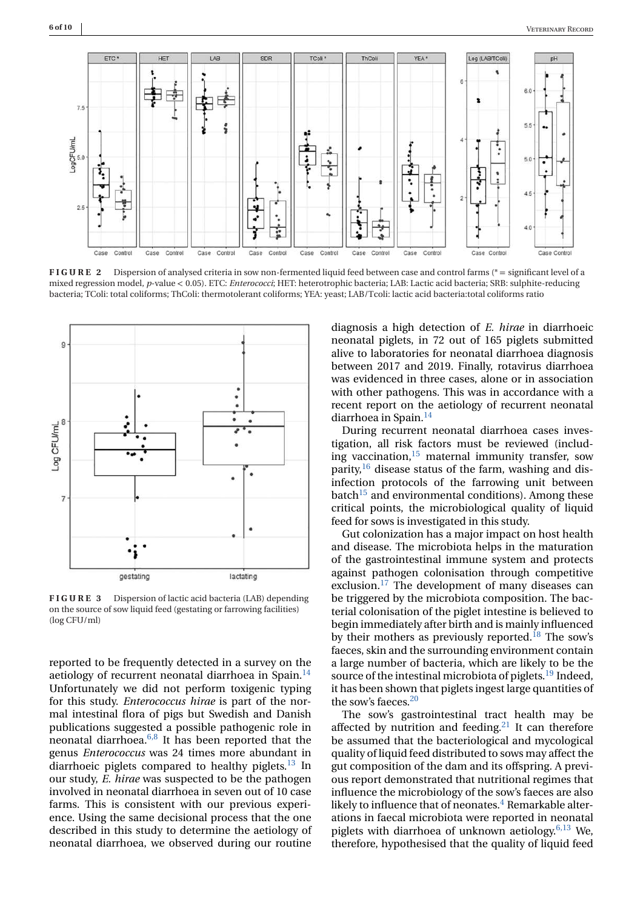**FIGURE 2** Dispersion of analysed criteria in sow non-fermented liquid feed between case and control farms (* = significant level of a mixed regression model, $p$-value < 0.05). ETC: *Enterococci*; HET: heterotrophic bacteria; LAB: Lactic acid bacteria; SRB: sulphite-reducing bacteria; TColi: total coliforms; ThColi: thermotolerant coliforms; YEA: yeast; LAB/Tcoli: lactic acid bacteria:total coliforms ratio

**FIGURE 3** Dispersion of lactic acid bacteria (LAB) depending on the source of sow liquid feed (gestating or farrowing facilities) (log CFU/ml)

reported to be frequently detected in a survey on the aetiology of recurrent neonatal diarrhoea in Spain.[14] Unfortunately we did not perform toxigenic typing for this study. *Enterococcus hirae* is part of the normal intestinal flora of pigs but Swedish and Danish publications suggested a possible pathogenic role in neonatal diarrhoea.[6,8] It has been reported that the genus *Enterococcus* was 24 times more abundant in diarrhoeic piglets compared to healthy piglets.[13] In our study, *E. hirae* was suspected to be the pathogen involved in neonatal diarrhoea in seven out of 10 case farms. This is consistent with our previous experience. Using the same decisional process that the one described in this study to determine the aetiology of neonatal diarrhoea, we observed during our routine diagnosis a high detection of *E. hirae* in diarrhoeic neonatal piglets, in 72 out of 165 piglets submitted alive to laboratories for neonatal diarrhoea diagnosis between 2017 and 2019. Finally, rotavirus diarrhoea was evidenced in three cases, alone or in association with other pathogens. This was in accordance with a recent report on the aetiology of recurrent neonatal diarrhoea in Spain.[14]

During recurrent neonatal diarrhoea cases investigation, all risk factors must be reviewed (including vaccination,[15] maternal immunity transfer, sow parity,[16] disease status of the farm, washing and disinfection protocols of the farrowing unit between batch[15] and environmental conditions). Among these critical points, the microbiological quality of liquid feed for sows is investigated in this study.

Gut colonization has a major impact on host health and disease. The microbiota helps in the maturation of the gastrointestinal immune system and protects against pathogen colonisation through competitive exclusion.[17] The development of many diseases can be triggered by the microbiota composition. The bacterial colonisation of the piglet intestine is believed to begin immediately after birth and is mainly influenced by their mothers as previously reported.[18] The sow's faeces, skin and the surrounding environment contain a large number of bacteria, which are likely to be the source of the intestinal microbiota of piglets.[19] Indeed, it has been shown that piglets ingest large quantities of the sow's faeces.[20]

The sow's gastrointestinal tract health may be affected by nutrition and feeding.[21] It can therefore be assumed that the bacteriological and mycological quality of liquid feed distributed to sows may affect the gut composition of the dam and its offspring. A previous report demonstrated that nutritional regimes that influence the microbiology of the sow's faeces are also likely to influence that of neonates.[4] Remarkable alterations in faecal microbiota were reported in neonatal piglets with diarrhoea of unknown aetiology.[6,13] We, therefore, hypothesised that the quality of liquid feed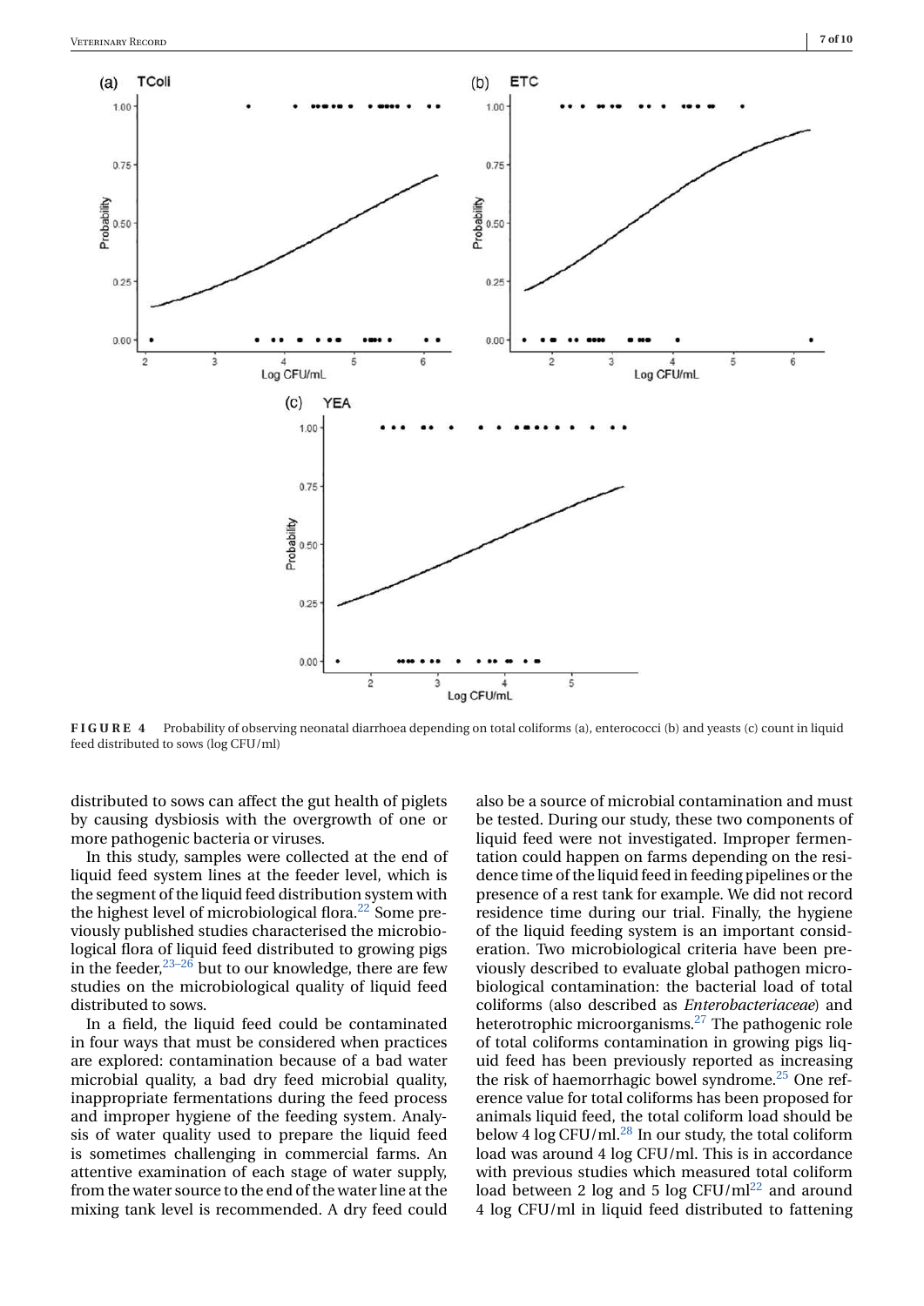**FIGURE 4** Probability of observing neonatal diarrhoea depending on total coliforms (a), enterococci (b) and yeasts (c) count in liquid feed distributed to sows (log CFU/ml)

distributed to sows can affect the gut health of piglets by causing dysbiosis with the overgrowth of one or more pathogenic bacteria or viruses.

In this study, samples were collected at the end of liquid feed system lines at the feeder level, which is the segment of the liquid feed distribution system with the highest level of microbiological flora.[22] Some previously published studies characterised the microbiological flora of liquid feed distributed to growing pigs in the feeder,[23–26] but to our knowledge, there are few studies on the microbiological quality of liquid feed distributed to sows.

In a field, the liquid feed could be contaminated in four ways that must be considered when practices are explored: contamination because of a bad water microbial quality, a bad dry feed microbial quality, inappropriate fermentations during the feed process and improper hygiene of the feeding system. Analysis of water quality used to prepare the liquid feed is sometimes challenging in commercial farms. An attentive examination of each stage of water supply, from the water source to the end of the water line at the mixing tank level is recommended. A dry feed could also be a source of microbial contamination and must be tested. During our study, these two components of liquid feed were not investigated. Improper fermentation could happen on farms depending on the residence time of the liquid feed in feeding pipelines or the presence of a rest tank for example. We did not record residence time during our trial. Finally, the hygiene of the liquid feeding system is an important consideration. Two microbiological criteria have been previously described to evaluate global pathogen microbiological contamination: the bacterial load of total coliforms (also described as *Enterobacteriaceae*) and heterotrophic microorganisms.[27] The pathogenic role of total coliforms contamination in growing pigs liquid feed has been previously reported as increasing the risk of haemorrhagic bowel syndrome.[25] One reference value for total coliforms has been proposed for animals liquid feed, the total coliform load should be below 4 log CFU/ml.[28] In our study, the total coliform load was around 4 log CFU/ml. This is in accordance with previous studies which measured total coliform load between 2 log and 5 log CFU/ml[22] and around 4 log CFU/ml in liquid feed distributed to fattening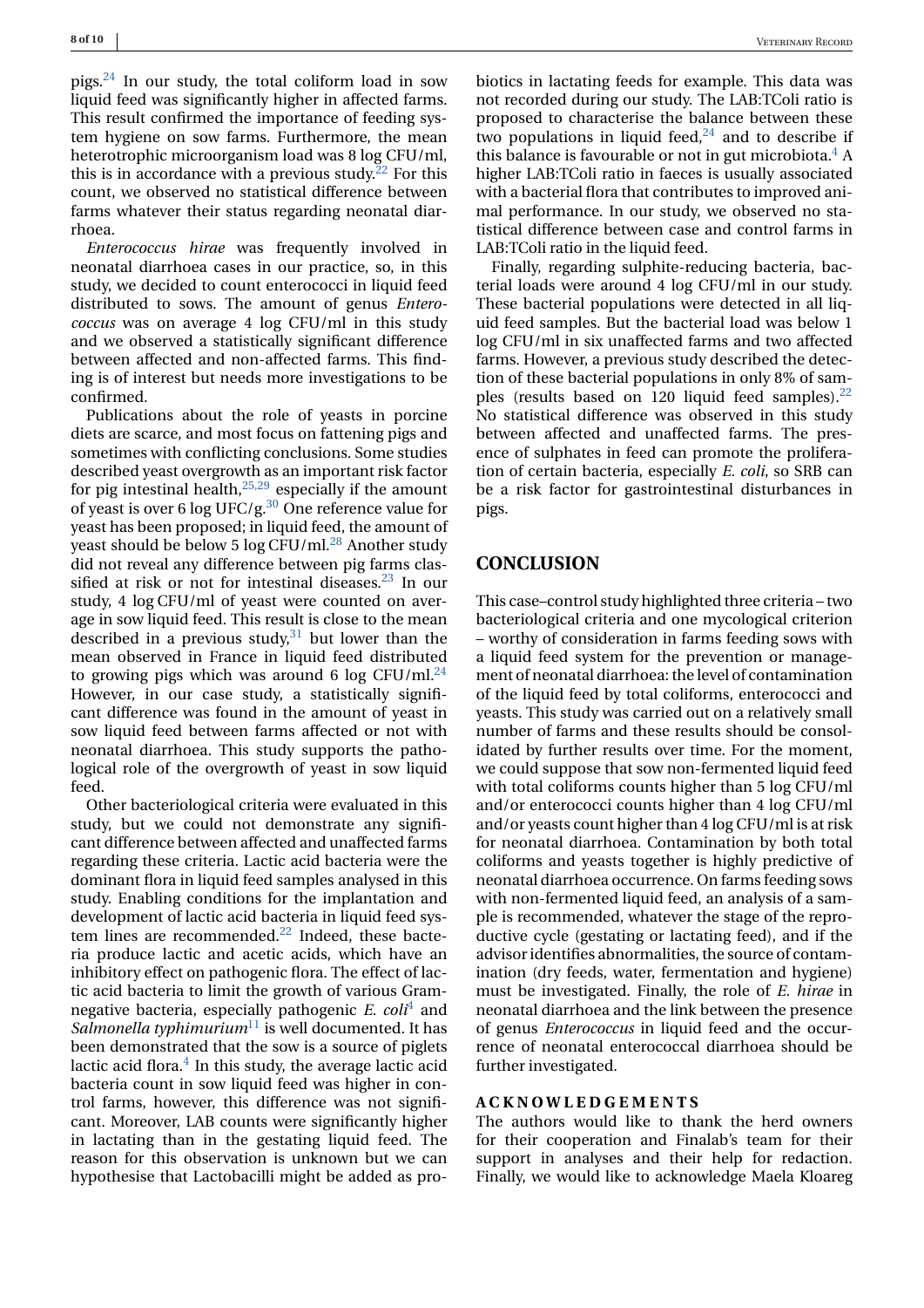pigs.[24] In our study, the total coliform load in sow liquid feed was significantly higher in affected farms. This result confirmed the importance of feeding system hygiene on sow farms. Furthermore, the mean heterotrophic microorganism load was 8 log CFU/ml, this is in accordance with a previous study.[22] For this count, we observed no statistical difference between farms whatever their status regarding neonatal diarrhoea.

*Enterococcus hirae* was frequently involved in neonatal diarrhoea cases in our practice, so, in this study, we decided to count enterococci in liquid feed distributed to sows. The amount of genus *Enterococcus* was on average 4 log CFU/ml in this study and we observed a statistically significant difference between affected and non-affected farms. This finding is of interest but needs more investigations to be confirmed.

Publications about the role of yeasts in porcine diets are scarce, and most focus on fattening pigs and sometimes with conflicting conclusions. Some studies described yeast overgrowth as an important risk factor for pig intestinal health,[25,29] especially if the amount of yeast is over 6 log UFC/g.[30] One reference value for yeast has been proposed; in liquid feed, the amount of yeast should be below 5 log CFU/ml.[28] Another study did not reveal any difference between pig farms classified at risk or not for intestinal diseases.[23] In our study, 4 log CFU/ml of yeast were counted on average in sow liquid feed. This result is close to the mean described in a previous study,[31] but lower than the mean observed in France in liquid feed distributed to growing pigs which was around 6 log CFU/ml.[24] However, in our case study, a statistically significant difference was found in the amount of yeast in sow liquid feed between farms affected or not with neonatal diarrhoea. This study supports the pathological role of the overgrowth of yeast in sow liquid feed.

Other bacteriological criteria were evaluated in this study, but we could not demonstrate any significant difference between affected and unaffected farms regarding these criteria. Lactic acid bacteria were the dominant flora in liquid feed samples analysed in this study. Enabling conditions for the implantation and development of lactic acid bacteria in liquid feed system lines are recommended.[22] Indeed, these bacteria produce lactic and acetic acids, which have an inhibitory effect on pathogenic flora. The effect of lactic acid bacteria to limit the growth of various Gram-negative bacteria, especially pathogenic *E. coli*[4] and *Salmonella typhimurium*[11] is well documented. It has been demonstrated that the sow is a source of piglets lactic acid flora.[4] In this study, the average lactic acid bacteria count in sow liquid feed was higher in control farms, however, this difference was not significant. Moreover, LAB counts were significantly higher in lactating than in the gestating liquid feed. The reason for this observation is unknown but we can hypothesise that Lactobacilli might be added as probiotics in lactating feeds for example. This data was not recorded during our study. The LAB:TColi ratio is proposed to characterise the balance between these two populations in liquid feed,[24] and to describe if this balance is favourable or not in gut microbiota.[4] A higher LAB:TColi ratio in faeces is usually associated with a bacterial flora that contributes to improved animal performance. In our study, we observed no statistical difference between case and control farms in LAB:TColi ratio in the liquid feed.

Finally, regarding sulphite-reducing bacteria, bacterial loads were around 4 log CFU/ml in our study. These bacterial populations were detected in all liquid feed samples. But the bacterial load was below 1 log CFU/ml in six unaffected farms and two affected farms. However, a previous study described the detection of these bacterial populations in only 8% of samples (results based on 120 liquid feed samples).[22] No statistical difference was observed in this study between affected and unaffected farms. The presence of sulphates in feed can promote the proliferation of certain bacteria, especially *E. coli*, so SRB can be a risk factor for gastrointestinal disturbances in pigs.

## CONCLUSION

This case–control study highlighted three criteria – two bacteriological criteria and one mycological criterion – worthy of consideration in farms feeding sows with a liquid feed system for the prevention or management of neonatal diarrhoea: the level of contamination of the liquid feed by total coliforms, enterococci and yeasts. This study was carried out on a relatively small number of farms and these results should be consolidated by further results over time. For the moment, we could suppose that sow non-fermented liquid feed with total coliforms counts higher than 5 log CFU/ml and/or enterococci counts higher than 4 log CFU/ml and/or yeasts count higher than 4 log CFU/ml is at risk for neonatal diarrhoea. Contamination by both total coliforms and yeasts together is highly predictive of neonatal diarrhoea occurrence. On farms feeding sows with non-fermented liquid feed, an analysis of a sample is recommended, whatever the stage of the reproductive cycle (gestating or lactating feed), and if the advisor identifies abnormalities, the source of contamination (dry feeds, water, fermentation and hygiene) must be investigated. Finally, the role of *E. hirae* in neonatal diarrhoea and the link between the presence of genus *Enterococcus* in liquid feed and the occurrence of neonatal enterococcal diarrhoea should be further investigated.

### ACKNOWLEDGEMENTS

The authors would like to thank the herd owners for their cooperation and Finalab's team for their support in analyses and their help for redaction. Finally, we would like to acknowledge Maela Kloareg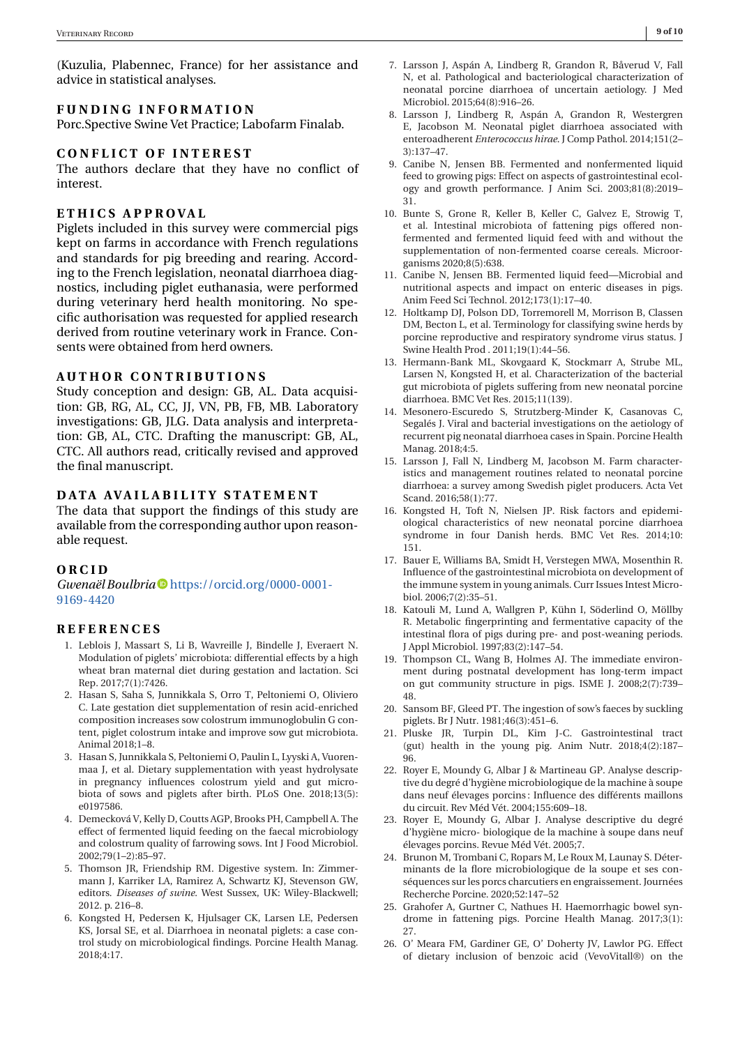(Kuzulia, Plabennec, France) for her assistance and advice in statistical analyses.

## FUNDING INFORMATION

Porc.Spective Swine Vet Practice; Labofarm Finalab.

## CONFLICT OF INTEREST

The authors declare that they have no conflict of interest.

## ETHICS APPROVAL

Piglets included in this survey were commercial pigs kept on farms in accordance with French regulations and standards for pig breeding and rearing. According to the French legislation, neonatal diarrhoea diagnostics, including piglet euthanasia, were performed during veterinary herd health monitoring. No specific authorisation was requested for applied research derived from routine veterinary work in France. Consents were obtained from herd owners.

## AUTHOR CONTRIBUTIONS

Study conception and design: GB, AL. Data acquisition: GB, RG, AL, CC, JJ, VN, PB, FB, MB. Laboratory investigations: GB, JLG. Data analysis and interpretation: GB, AL, CTC. Drafting the manuscript: GB, AL, CTC. All authors read, critically revised and approved the final manuscript.

## DATA AVAILABILITY STATEMENT

The data that support the findings of this study are available from the corresponding author upon reasonable request.

## ORCID

*Gwenaël Boulbria* https://orcid.org/0000-0001-9169-4420

## REFERENCES

1. Leblois J, Massart S, Li B, Wavreille J, Bindelle J, Everaert N. Modulation of piglets' microbiota: differential effects by a high wheat bran maternal diet during gestation and lactation. Sci Rep. 2017;7(1):7426.
2. Hasan S, Saha S, Junnikkala S, Orro T, Peltoniemi O, Oliviero C. Late gestation diet supplementation of resin acid-enriched composition increases sow colostrum immunoglobulin G content, piglet colostrum intake and improve sow gut microbiota. Animal 2018;1–8.
3. Hasan S, Junnikkala S, Peltoniemi O, Paulin L, Lyyski A, Vuorenmaa J, et al. Dietary supplementation with yeast hydrolysate in pregnancy influences colostrum yield and gut microbiota of sows and piglets after birth. PLoS One. 2018;13(5): e0197586.
4. Demecková V, Kelly D, Coutts AGP, Brooks PH, Campbell A. The effect of fermented liquid feeding on the faecal microbiology and colostrum quality of farrowing sows. Int J Food Microbiol. 2002;79(1–2):85–97.
5. Thomson JR, Friendship RM. Digestive system. In: Zimmermann J, Karriker LA, Ramirez A, Schwartz KJ, Stevenson GW, editors. *Diseases of swine.* West Sussex, UK: Wiley-Blackwell; 2012. p. 216–8.
6. Kongsted H, Pedersen K, Hjulsager CK, Larsen LE, Pedersen KS, Jorsal SE, et al. Diarrhoea in neonatal piglets: a case control study on microbiological findings. Porcine Health Manag. 2018;4:17.
7. Larsson J, Aspán A, Lindberg R, Grandon R, Båverud V, Fall N, et al. Pathological and bacteriological characterization of neonatal porcine diarrhoea of uncertain aetiology. J Med Microbiol. 2015;64(8):916–26.
8. Larsson J, Lindberg R, Aspán A, Grandon R, Westergren E, Jacobson M. Neonatal piglet diarrhoea associated with enteroadherent *Enterococcus hirae.* J Comp Pathol. 2014;151(2–3):137–47.
9. Canibe N, Jensen BB. Fermented and nonfermented liquid feed to growing pigs: Effect on aspects of gastrointestinal ecology and growth performance. J Anim Sci. 2003;81(8):2019–31.
10. Bunte S, Grone R, Keller B, Keller C, Galvez E, Strowig T, et al. Intestinal microbiota of fattening pigs offered non-fermented and fermented liquid feed with and without the supplementation of non-fermented coarse cereals. Microorganisms 2020;8(5):638.
11. Canibe N, Jensen BB. Fermented liquid feed—Microbial and nutritional aspects and impact on enteric diseases in pigs. Anim Feed Sci Technol. 2012;173(1):17–40.
12. Holtkamp DJ, Polson DD, Torremorell M, Morrison B, Classen DM, Becton L, et al. Terminology for classifying swine herds by porcine reproductive and respiratory syndrome virus status. J Swine Health Prod . 2011;19(1):44–56.
13. Hermann-Bank ML, Skovgaard K, Stockmarr A, Strube ML, Larsen N, Kongsted H, et al. Characterization of the bacterial gut microbiota of piglets suffering from new neonatal porcine diarrhoea. BMC Vet Res. 2015;11(139).
14. Mesonero-Escuredo S, Strutzberg-Minder K, Casanovas C, Segalés J. Viral and bacterial investigations on the aetiology of recurrent pig neonatal diarrhoea cases in Spain. Porcine Health Manag. 2018;4:5.
15. Larsson J, Fall N, Lindberg M, Jacobson M. Farm characteristics and management routines related to neonatal porcine diarrhoea: a survey among Swedish piglet producers. Acta Vet Scand. 2016;58(1):77.
16. Kongsted H, Toft N, Nielsen JP. Risk factors and epidemiological characteristics of new neonatal porcine diarrhoea syndrome in four Danish herds. BMC Vet Res. 2014;10: 151.
17. Bauer E, Williams BA, Smidt H, Verstegen MWA, Mosenthin R. Influence of the gastrointestinal microbiota on development of the immune system in young animals. Curr Issues Intest Microbiol. 2006;7(2):35–51.
18. Katouli M, Lund A, Wallgren P, Kühn I, Söderlind O, Möllby R. Metabolic fingerprinting and fermentative capacity of the intestinal flora of pigs during pre- and post-weaning periods. J Appl Microbiol. 1997;83(2):147–54.
19. Thompson CL, Wang B, Holmes AJ. The immediate environment during postnatal development has long-term impact on gut community structure in pigs. ISME J. 2008;2(7):739–48.
20. Sansom BF, Gleed PT. The ingestion of sow's faeces by suckling piglets. Br J Nutr. 1981;46(3):451–6.
21. Pluske JR, Turpin DL, Kim J-C. Gastrointestinal tract (gut) health in the young pig. Anim Nutr. 2018;4(2):187–96.
22. Royer E, Moundy G, Albar J & Martineau GP. Analyse descriptive du degré d'hygiène microbiologique de la machine à soupe dans neuf élevages porcins : Influence des différents maillons du circuit. Rev Méd Vét. 2004;155:609–18.
23. Royer E, Moundy G, Albar J. Analyse descriptive du degré d'hygiène micro- biologique de la machine à soupe dans neuf élevages porcins. Revue Méd Vét. 2005;7.
24. Brunon M, Trombani C, Ropars M, Le Roux M, Launay S. Déterminants de la flore microbiologique de la soupe et ses conséquences sur les porcs charcutiers en engraissement. Journées Recherche Porcine. 2020;52:147–52
25. Grahofer A, Gurtner C, Nathues H. Haemorrhagic bowel syndrome in fattening pigs. Porcine Health Manag. 2017;3(1): 27.
26. O' Meara FM, Gardiner GE, O' Doherty JV, Lawlor PG. Effect of dietary inclusion of benzoic acid (VevoVitall®) on the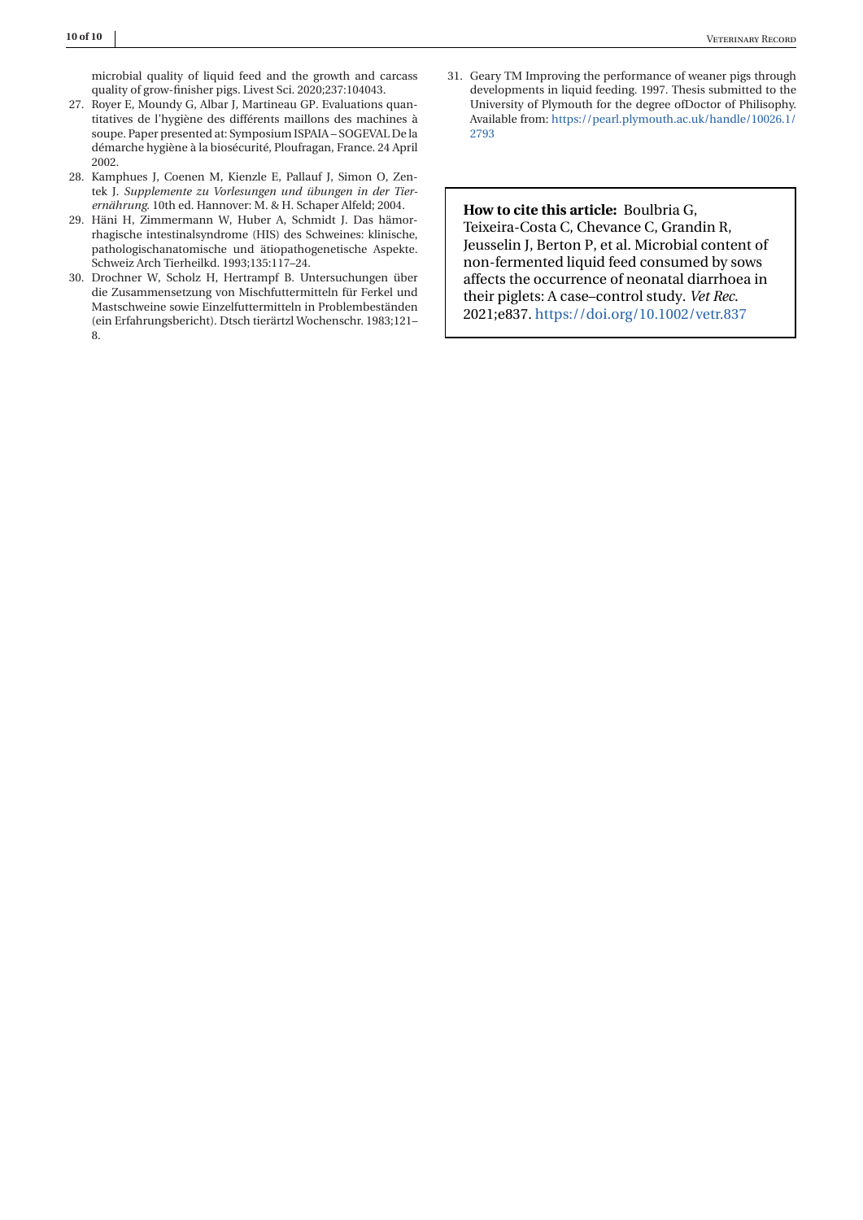microbial quality of liquid feed and the growth and carcass quality of grow-finisher pigs. Livest Sci. 2020;237:104043.

27. Royer E, Moundy G, Albar J, Martineau GP. Evaluations quantitatives de l'hygiène des différents maillons des machines à soupe. Paper presented at: Symposium ISPAIA – SOGEVAL De la démarche hygiène à la biosécurité, Ploufragan, France. 24 April 2002.
28. Kamphues J, Coenen M, Kienzle E, Pallauf J, Simon O, Zentek J. *Supplemente zu Vorlesungen und übungen in der Tierernährung.* 10th ed. Hannover: M. & H. Schaper Alfeld; 2004.
29. Häni H, Zimmermann W, Huber A, Schmidt J. Das hämorrhagische intestinalsyndrome (HIS) des Schweines: klinische, pathologischanatomische und ätiopathogenetische Aspekte. Schweiz Arch Tierheilkd. 1993;135:117–24.
30. Drochner W, Scholz H, Hertrampf B. Untersuchungen über die Zusammensetzung von Mischfuttermitteln für Ferkel und Mastschweine sowie Einzelfuttermitteln in Problembeständen (ein Erfahrungsbericht). Dtsch tierärztl Wochenschr. 1983;121–8.
31. Geary TM Improving the performance of weaner pigs through developments in liquid feeding. 1997. Thesis submitted to the University of Plymouth for the degree ofDoctor of Philisophy. Available from: https://pearl.plymouth.ac.uk/handle/10026.1/2793

**How to cite this article:** Boulbria G, Teixeira-Costa C, Chevance C, Grandin R, Jeusselin J, Berton P, et al. Microbial content of non-fermented liquid feed consumed by sows affects the occurrence of neonatal diarrhoea in their piglets: A case–control study. *Vet Rec.* 2021;e837. https://doi.org/10.1002/vetr.837